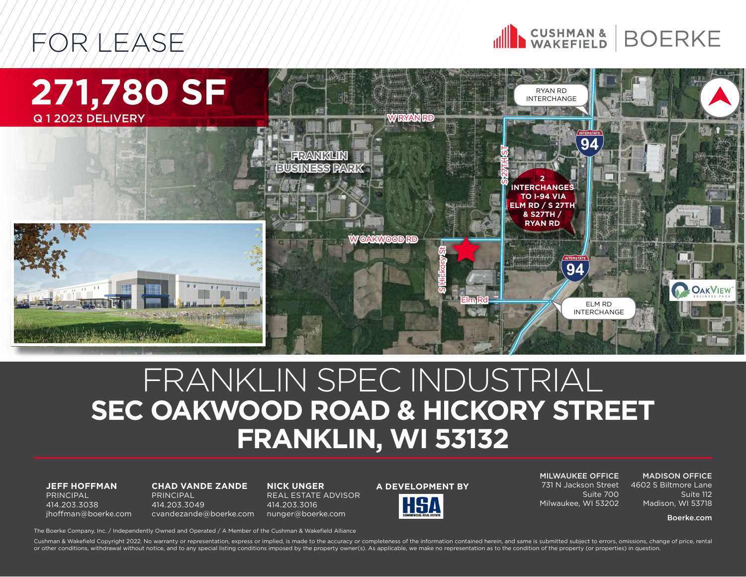# FOR LEASE

CUSHMAN & WAKEFIELD | BOERKE

## 271,780 SF

Q 1 2023 DELIVERY

W RYAN RD

FRANKLIN BUSINESS PARK

RYAN RD INTERCHANGE

S 27TH ST

2 INTERCHANGES TO I-94 VIA ELM RD / S 27TH & S27TH / RYAN RD

W OAKWOOD RD

S Hickory St

Elm Rd

ELM RD INTERCHANGE

OAKVIEW BUSINESS PARK

# FRANKLIN SPEC INDUSTRIAL

## SEC OAKWOOD ROAD & HICKORY STREET
## FRANKLIN, WI 53132

**JEFF HOFFMAN**
PRINCIPAL
414.203.3038
jhoffman@boerke.com

**CHAD VANDE ZANDE**
PRINCIPAL
414.203.3049
cvandezande@boerke.com

**NICK UNGER**
REAL ESTATE ADVISOR
414.203.3016
nunger@boerke.com

**A DEVELOPMENT BY**
HSA COMMERCIAL REAL ESTATE

**MILWAUKEE OFFICE**
731 N Jackson Street
Suite 700
Milwaukee, WI 53202

**MADISON OFFICE**
4602 S Biltmore Lane
Suite 112
Madison, WI 53718

**Boerke.com**

The Boerke Company, Inc. / Independently Owned and Operated / A Member of the Cushman & Wakefield Alliance

Cushman & Wakefield Copyright 2022. No warranty or representation, express or implied, is made to the accuracy or completeness of the information contained herein, and same is submitted subject to errors, omissions, change of price, rental or other conditions, withdrawal without notice, and to any special listing conditions imposed by the property owner(s). As applicable, we make no representation as to the condition of the property (or properties) in question.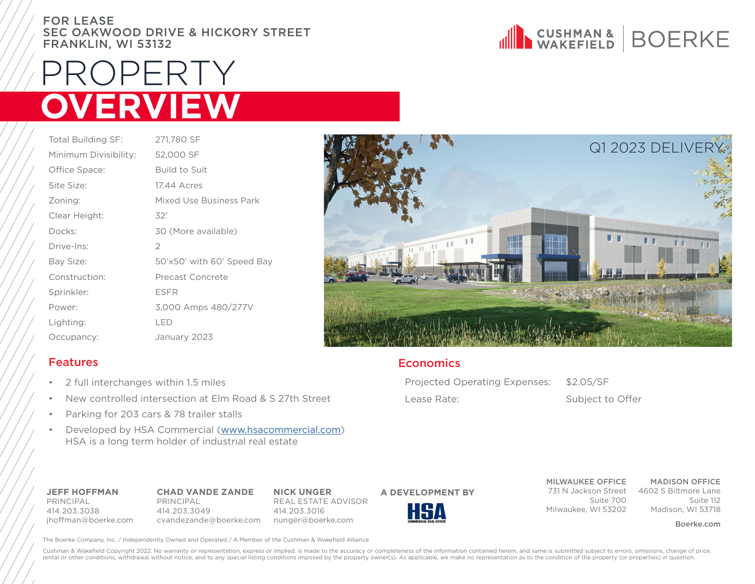FOR LEASE
SEC OAKWOOD DRIVE & HICKORY STREET
FRANKLIN, WI 53132

CUSHMAN & WAKEFIELD | BOERKE

# PROPERTY OVERVIEW

| | |
|---|---|
| Total Building SF: | 271,780 SF |
| Minimum Divisibility: | 52,000 SF |
| Office Space: | Build to Suit |
| Site Size: | 17.44 Acres |
| Zoning: | Mixed Use Business Park |
| Clear Height: | 32' |
| Docks: | 30 (More available) |
| Drive-Ins: | 2 |
| Bay Size: | 50'x50' with 60' Speed Bay |
| Construction: | Precast Concrete |
| Sprinkler: | ESFR |
| Power: | 3,000 Amps 480/277V |
| Lighting: | LED |
| Occupancy: | January 2023 |

Q1 2023 DELIVERY

## Features

- 2 full interchanges within 1.5 miles
- New controlled intersection at Elm Road & S 27th Street
- Parking for 203 cars & 78 trailer stalls
- Developed by HSA Commercial (www.hsacommercial.com)
  HSA is a long term holder of industrial real estate

## Economics

| | |
|---|---|
| Projected Operating Expenses: | $2.05/SF |
| Lease Rate: | Subject to Offer |

**JEFF HOFFMAN**
PRINCIPAL
414.203.3038
jhoffman@boerke.com

**CHAD VANDE ZANDE**
PRINCIPAL
414.203.3049
cvandezande@boerke.com

**NICK UNGER**
REAL ESTATE ADVISOR
414.203.3016
nunger@boerke.com

**A DEVELOPMENT BY**
HSA COMMERCIAL REAL ESTATE

**MILWAUKEE OFFICE**
731 N Jackson Street
Suite 700
Milwaukee, WI 53202

**MADISON OFFICE**
4602 S Biltmore Lane
Suite 112
Madison, WI 53718

Boerke.com

The Boerke Company, Inc. / Independently Owned and Operated / A Member of the Cushman & Wakefield Alliance

Cushman & Wakefield Copyright 2022. No warranty or representation, express or implied, is made to the accuracy or completeness of the information contained herein, and same is submitted subject to errors, omissions, change of price, rental or other conditions, withdrawal without notice, and to any special listing conditions imposed by the property owner(s). As applicable, we make no representation as to the condition of the property (or properties) in question.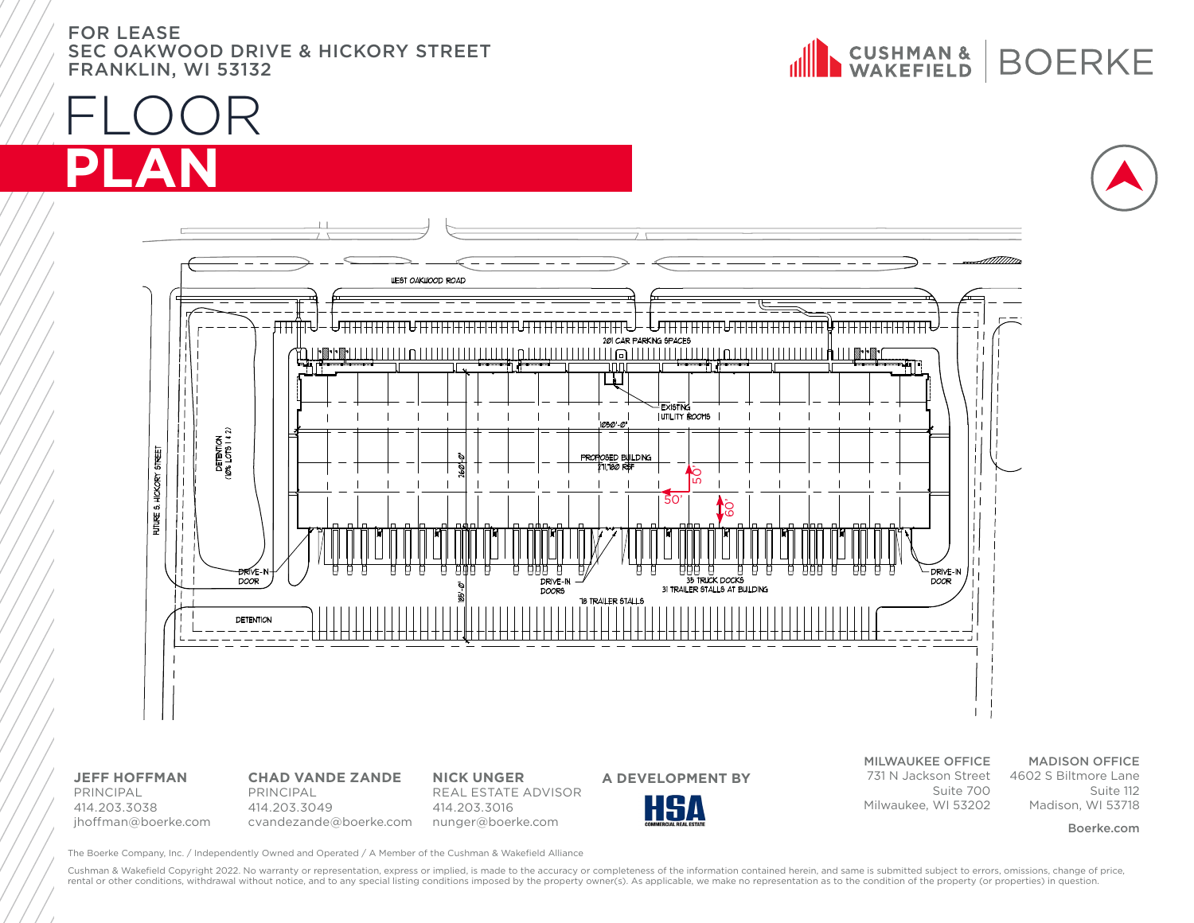FOR LEASE
SEC OAKWOOD DRIVE & HICKORY STREET
FRANKLIN, WI 53132

CUSHMAN & WAKEFIELD | BOERKE

# FLOOR PLAN

WEST OAKWOOD ROAD

201 CAR PARKING SPACES

EXISTING UTILITY ROOMS

1050'-0"

PROPOSED BUILDING
271,180 RSF

260'-0"

50'

50'

60'

DETENTION (10% LOTS 1 & 2)

FUTURE S. HICKORY STREET

DRIVE-IN DOOR

DRIVE-IN DOORS

35 TRUCK DOCKS
31 TRAILER STALLS AT BUILDING

78 TRAILER STALLS

185'-0"

DRIVE-IN DOOR

DETENTION

**JEFF HOFFMAN**
PRINCIPAL
414.203.3038
jhoffman@boerke.com

**CHAD VANDE ZANDE**
PRINCIPAL
414.203.3049
cvandezande@boerke.com

**NICK UNGER**
REAL ESTATE ADVISOR
414.203.3016
nunger@boerke.com

**A DEVELOPMENT BY**
HSA COMMERCIAL REAL ESTATE

**MILWAUKEE OFFICE**
731 N Jackson Street
Suite 700
Milwaukee, WI 53202

**MADISON OFFICE**
4602 S Biltmore Lane
Suite 112
Madison, WI 53718

Boerke.com

The Boerke Company, Inc. / Independently Owned and Operated / A Member of the Cushman & Wakefield Alliance

Cushman & Wakefield Copyright 2022. No warranty or representation, express or implied, is made to the accuracy or completeness of the information contained herein, and same is submitted subject to errors, omissions, change of price, rental or other conditions, withdrawal without notice, and to any special listing conditions imposed by the property owner(s). As applicable, we make no representation as to the condition of the property (or properties) in question.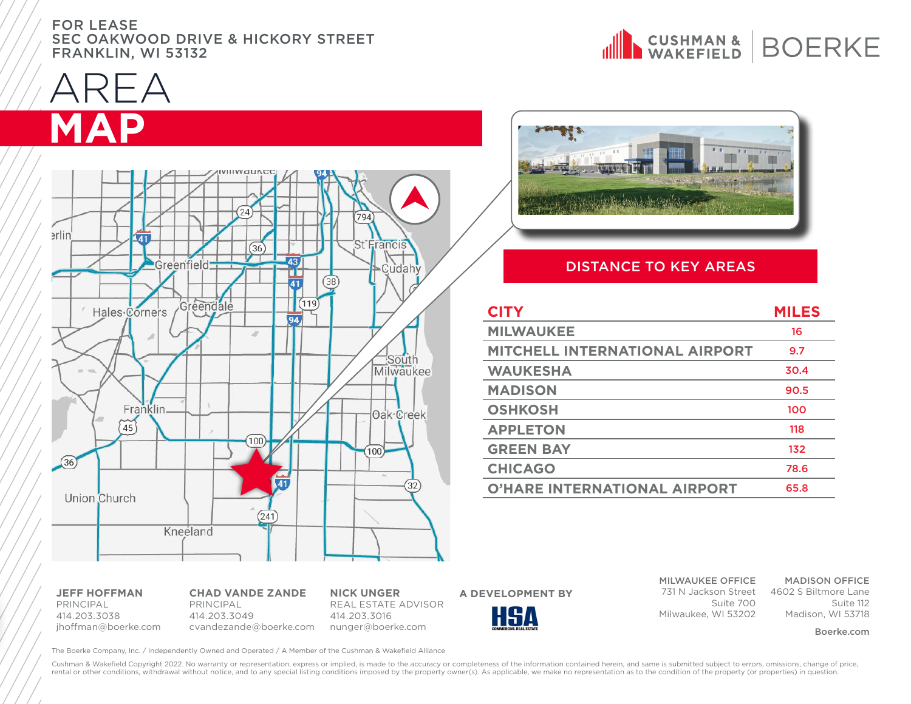FOR LEASE
SEC OAKWOOD DRIVE & HICKORY STREET
FRANKLIN, WI 53132

# AREA MAP

## DISTANCE TO KEY AREAS

| CITY | MILES |
|---|---|
| MILWAUKEE | 16 |
| MITCHELL INTERNATIONAL AIRPORT | 9.7 |
| WAUKESHA | 30.4 |
| MADISON | 90.5 |
| OSHKOSH | 100 |
| APPLETON | 118 |
| GREEN BAY | 132 |
| CHICAGO | 78.6 |
| O'HARE INTERNATIONAL AIRPORT | 65.8 |

**JEFF HOFFMAN**
PRINCIPAL
414.203.3038
jhoffman@boerke.com

**CHAD VANDE ZANDE**
PRINCIPAL
414.203.3049
cvandezande@boerke.com

**NICK UNGER**
REAL ESTATE ADVISOR
414.203.3016
nunger@boerke.com

**A DEVELOPMENT BY** HSA Commercial Real Estate

**MILWAUKEE OFFICE**
731 N Jackson Street
Suite 700
Milwaukee, WI 53202

**MADISON OFFICE**
4602 S Biltmore Lane
Suite 112
Madison, WI 53718

Boerke.com

The Boerke Company, Inc. / Independently Owned and Operated / A Member of the Cushman & Wakefield Alliance

Cushman & Wakefield Copyright 2022. No warranty or representation, express or implied, is made to the accuracy or completeness of the information contained herein, and same is submitted subject to errors, omissions, change of price, rental or other conditions, withdrawal without notice, and to any special listing conditions imposed by the property owner(s). As applicable, we make no representation as to the condition of the property (or properties) in question.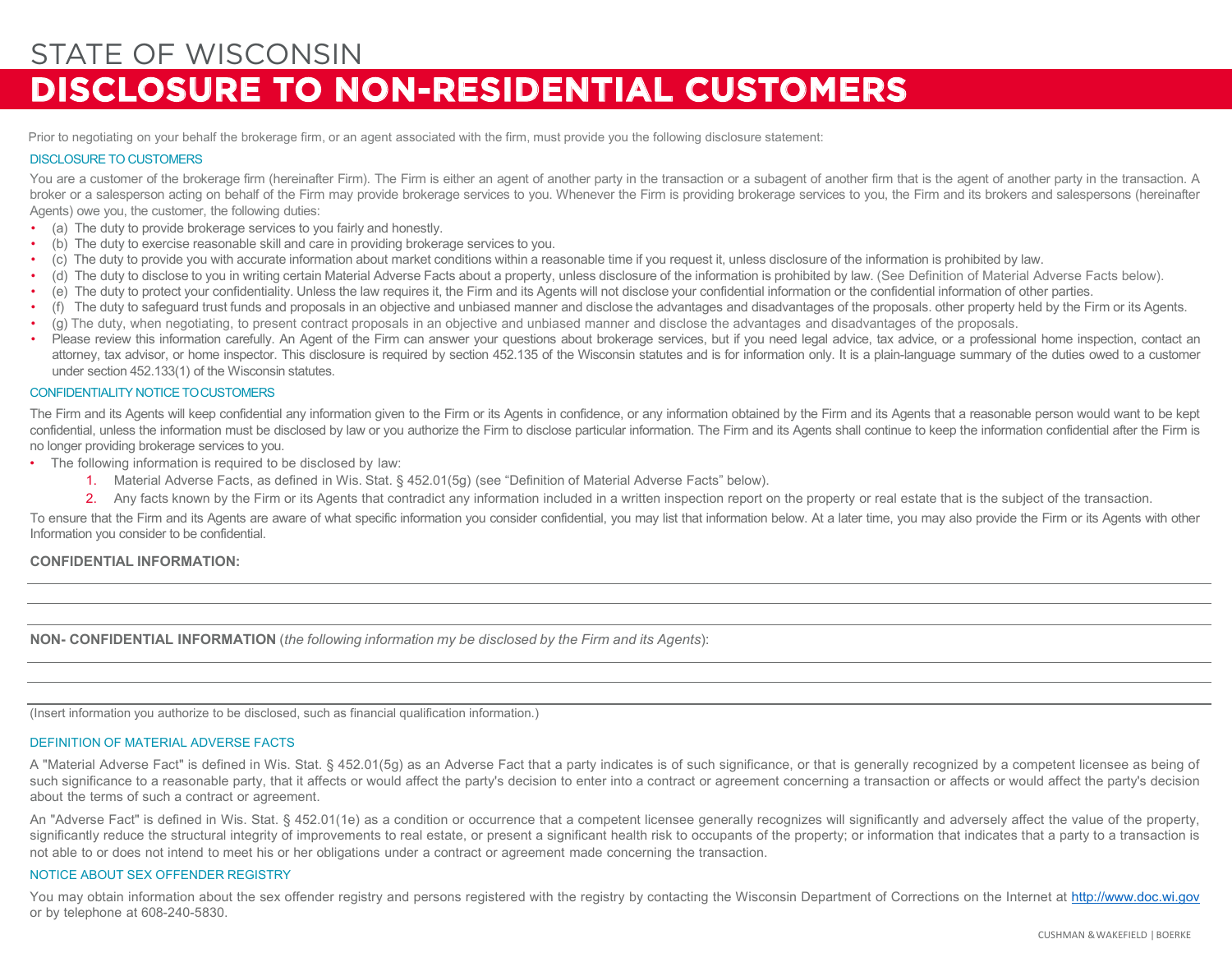# STATE OF WISCONSIN

# DISCLOSURE TO NON-RESIDENTIAL CUSTOMERS

Prior to negotiating on your behalf the brokerage firm, or an agent associated with the firm, must provide you the following disclosure statement:

## DISCLOSURE TO CUSTOMERS

You are a customer of the brokerage firm (hereinafter Firm). The Firm is either an agent of another party in the transaction or a subagent of another firm that is the agent of another party in the transaction. A broker or a salesperson acting on behalf of the Firm may provide brokerage services to you. Whenever the Firm is providing brokerage services to you, the Firm and its brokers and salespersons (hereinafter Agents) owe you, the customer, the following duties:

- (a) The duty to provide brokerage services to you fairly and honestly.
- (b) The duty to exercise reasonable skill and care in providing brokerage services to you.
- (c) The duty to provide you with accurate information about market conditions within a reasonable time if you request it, unless disclosure of the information is prohibited by law.
- (d) The duty to disclose to you in writing certain Material Adverse Facts about a property, unless disclosure of the information is prohibited by law. (See Definition of Material Adverse Facts below).
- (e) The duty to protect your confidentiality. Unless the law requires it, the Firm and its Agents will not disclose your confidential information or the confidential information of other parties.
- (f) The duty to safeguard trust funds and proposals in an objective and unbiased manner and disclose the advantages and disadvantages of the proposals. other property held by the Firm or its Agents.
- (g) The duty, when negotiating, to present contract proposals in an objective and unbiased manner and disclose the advantages and disadvantages of the proposals.
- Please review this information carefully. An Agent of the Firm can answer your questions about brokerage services, but if you need legal advice, tax advice, or a professional home inspection, contact an attorney, tax advisor, or home inspector. This disclosure is required by section 452.135 of the Wisconsin statutes and is for information only. It is a plain-language summary of the duties owed to a customer under section 452.133(1) of the Wisconsin statutes.

## CONFIDENTIALITY NOTICE TO CUSTOMERS

The Firm and its Agents will keep confidential any information given to the Firm or its Agents in confidence, or any information obtained by the Firm and its Agents that a reasonable person would want to be kept confidential, unless the information must be disclosed by law or you authorize the Firm to disclose particular information. The Firm and its Agents shall continue to keep the information confidential after the Firm is no longer providing brokerage services to you.

- The following information is required to be disclosed by law:
  1. Material Adverse Facts, as defined in Wis. Stat. § 452.01(5g) (see "Definition of Material Adverse Facts" below).
  2. Any facts known by the Firm or its Agents that contradict any information included in a written inspection report on the property or real estate that is the subject of the transaction.

To ensure that the Firm and its Agents are aware of what specific information you consider confidential, you may list that information below. At a later time, you may also provide the Firm or its Agents with other Information you consider to be confidential.

**CONFIDENTIAL INFORMATION:**

______________________________________________________________________

______________________________________________________________________

**NON- CONFIDENTIAL INFORMATION** (*the following information my be disclosed by the Firm and its Agents*):

______________________________________________________________________

______________________________________________________________________

(Insert information you authorize to be disclosed, such as financial qualification information.)

## DEFINITION OF MATERIAL ADVERSE FACTS

A "Material Adverse Fact" is defined in Wis. Stat. § 452.01(5g) as an Adverse Fact that a party indicates is of such significance, or that is generally recognized by a competent licensee as being of such significance to a reasonable party, that it affects or would affect the party's decision to enter into a contract or agreement concerning a transaction or affects or would affect the party's decision about the terms of such a contract or agreement.

An "Adverse Fact" is defined in Wis. Stat. § 452.01(1e) as a condition or occurrence that a competent licensee generally recognizes will significantly and adversely affect the value of the property, significantly reduce the structural integrity of improvements to real estate, or present a significant health risk to occupants of the property; or information that indicates that a party to a transaction is not able to or does not intend to meet his or her obligations under a contract or agreement made concerning the transaction.

## NOTICE ABOUT SEX OFFENDER REGISTRY

You may obtain information about the sex offender registry and persons registered with the registry by contacting the Wisconsin Department of Corrections on the Internet at http://www.doc.wi.gov or by telephone at 608-240-5830.